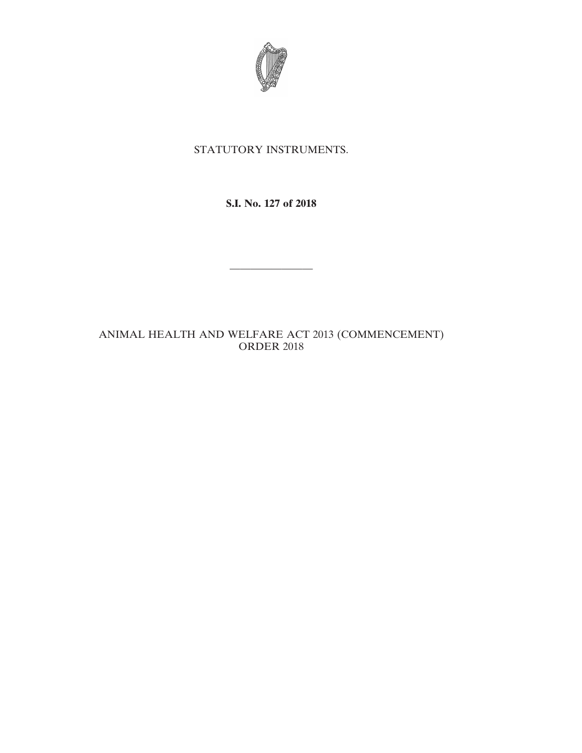STATUTORY INSTRUMENTS.

**S.I. No. 127 of 2018**

———————

ANIMAL HEALTH AND WELFARE ACT 2013 (COMMENCEMENT) ORDER 2018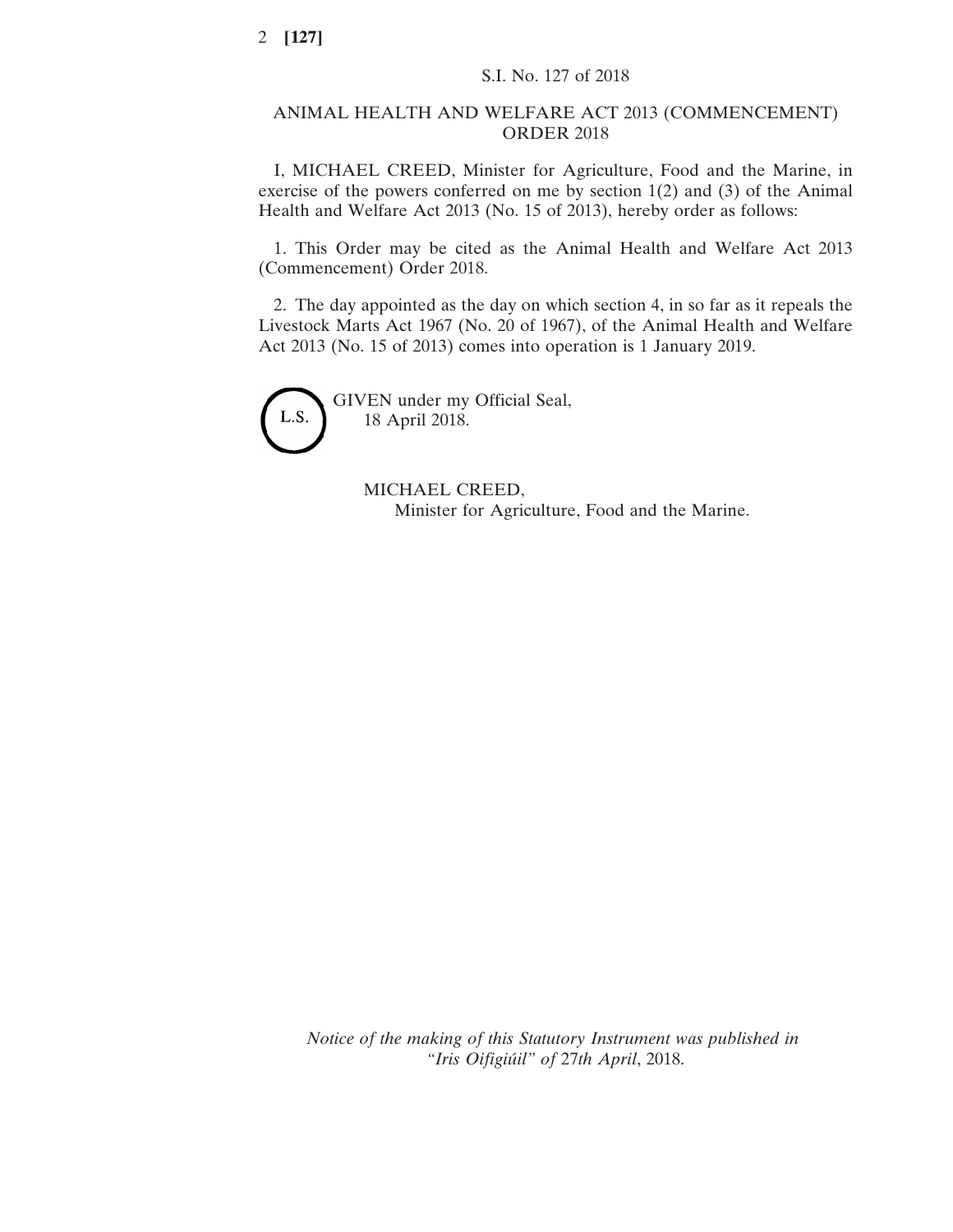S.I. No. 127 of 2018

# ANIMAL HEALTH AND WELFARE ACT 2013 (COMMENCEMENT) ORDER 2018

I, MICHAEL CREED, Minister for Agriculture, Food and the Marine, in exercise of the powers conferred on me by section 1(2) and (3) of the Animal Health and Welfare Act 2013 (No. 15 of 2013), hereby order as follows:

1. This Order may be cited as the Animal Health and Welfare Act 2013 (Commencement) Order 2018.

2. The day appointed as the day on which section 4, in so far as it repeals the Livestock Marts Act 1967 (No. 20 of 1967), of the Animal Health and Welfare Act 2013 (No. 15 of 2013) comes into operation is 1 January 2019.

L.S.

GIVEN under my Official Seal,
18 April 2018.

MICHAEL CREED,
Minister for Agriculture, Food and the Marine.

*Notice of the making of this Statutory Instrument was published in "Iris Oifigiúil" of* 27*th April*, 2018.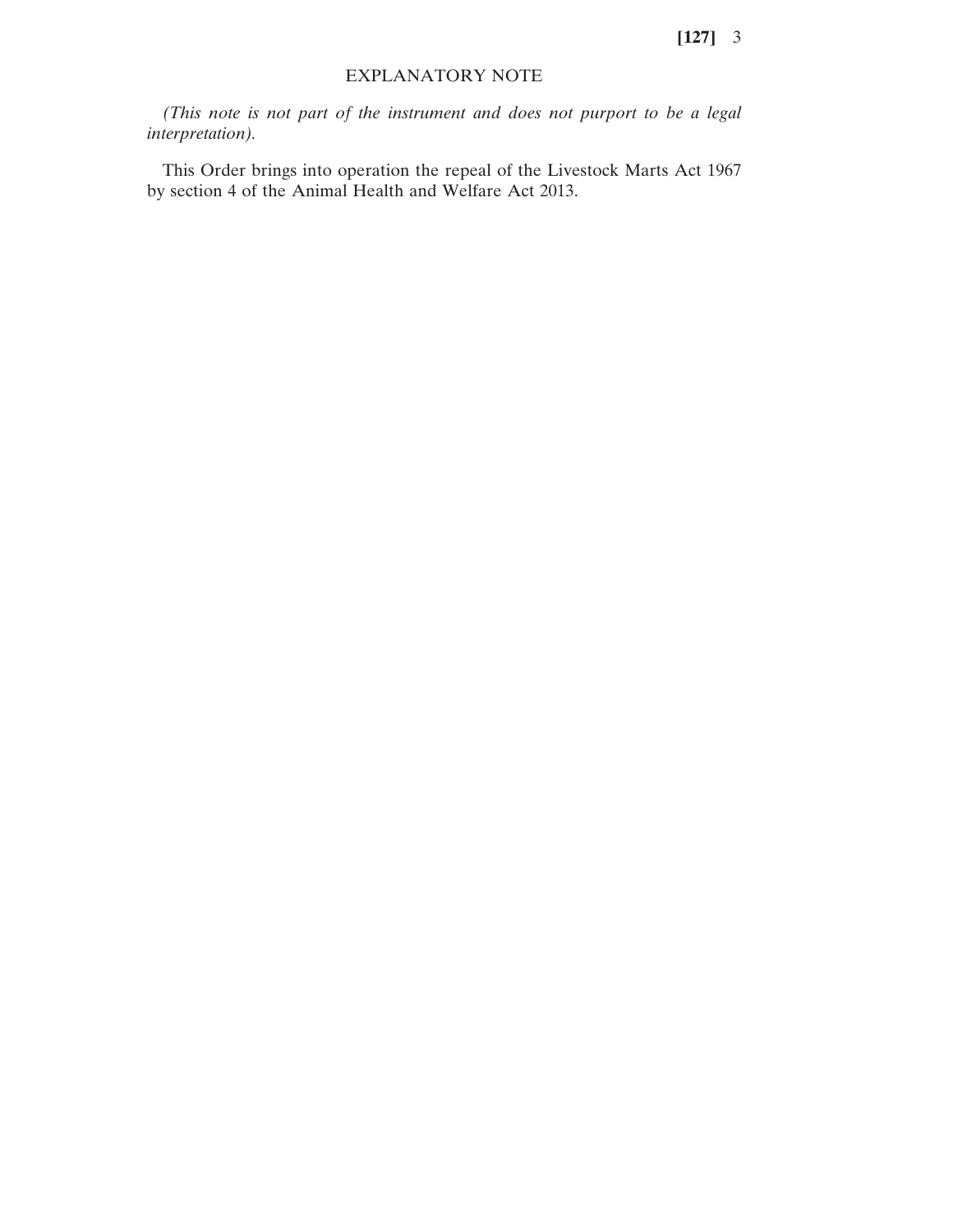## EXPLANATORY NOTE

*(This note is not part of the instrument and does not purport to be a legal interpretation).*

This Order brings into operation the repeal of the Livestock Marts Act 1967 by section 4 of the Animal Health and Welfare Act 2013.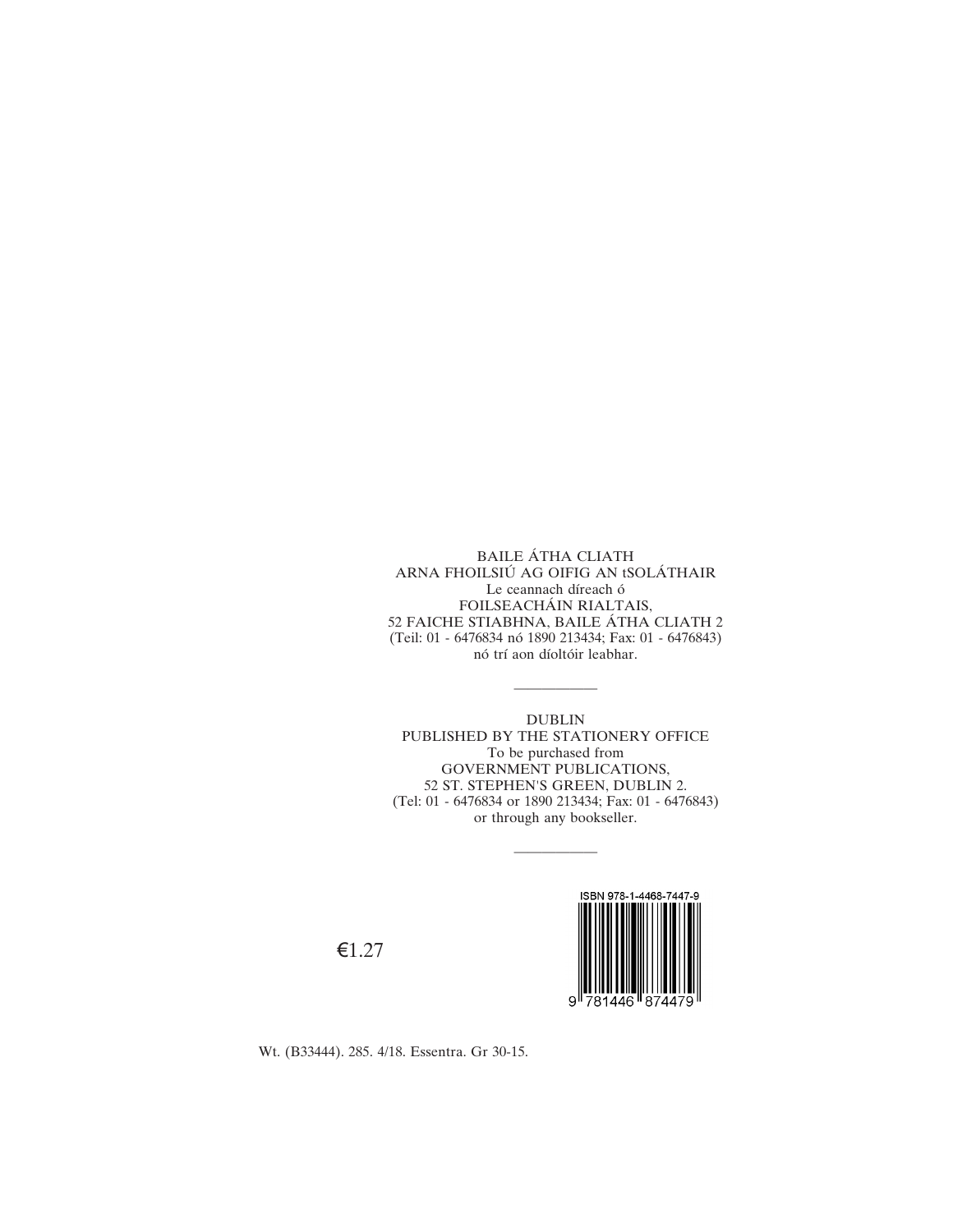BAILE ÁTHA CLIATH
ARNA FHOILSIÚ AG OIFIG AN tSOLÁTHAIR
Le ceannach díreach ó
FOILSEACHÁIN RIALTAIS,
52 FAICHE STIABHNA, BAILE ÁTHA CLIATH 2
(Teil: 01 - 6476834 nó 1890 213434; Fax: 01 - 6476843)
nó trí aon díoltóir leabhar.

---

DUBLIN
PUBLISHED BY THE STATIONERY OFFICE
To be purchased from
GOVERNMENT PUBLICATIONS,
52 ST. STEPHEN'S GREEN, DUBLIN 2.
(Tel: 01 - 6476834 or 1890 213434; Fax: 01 - 6476843)
or through any bookseller.

---

ISBN 978-1-4468-7447-9

9 781446 874479

€1.27

Wt. (B33444). 285. 4/18. Essentra. Gr 30-15.